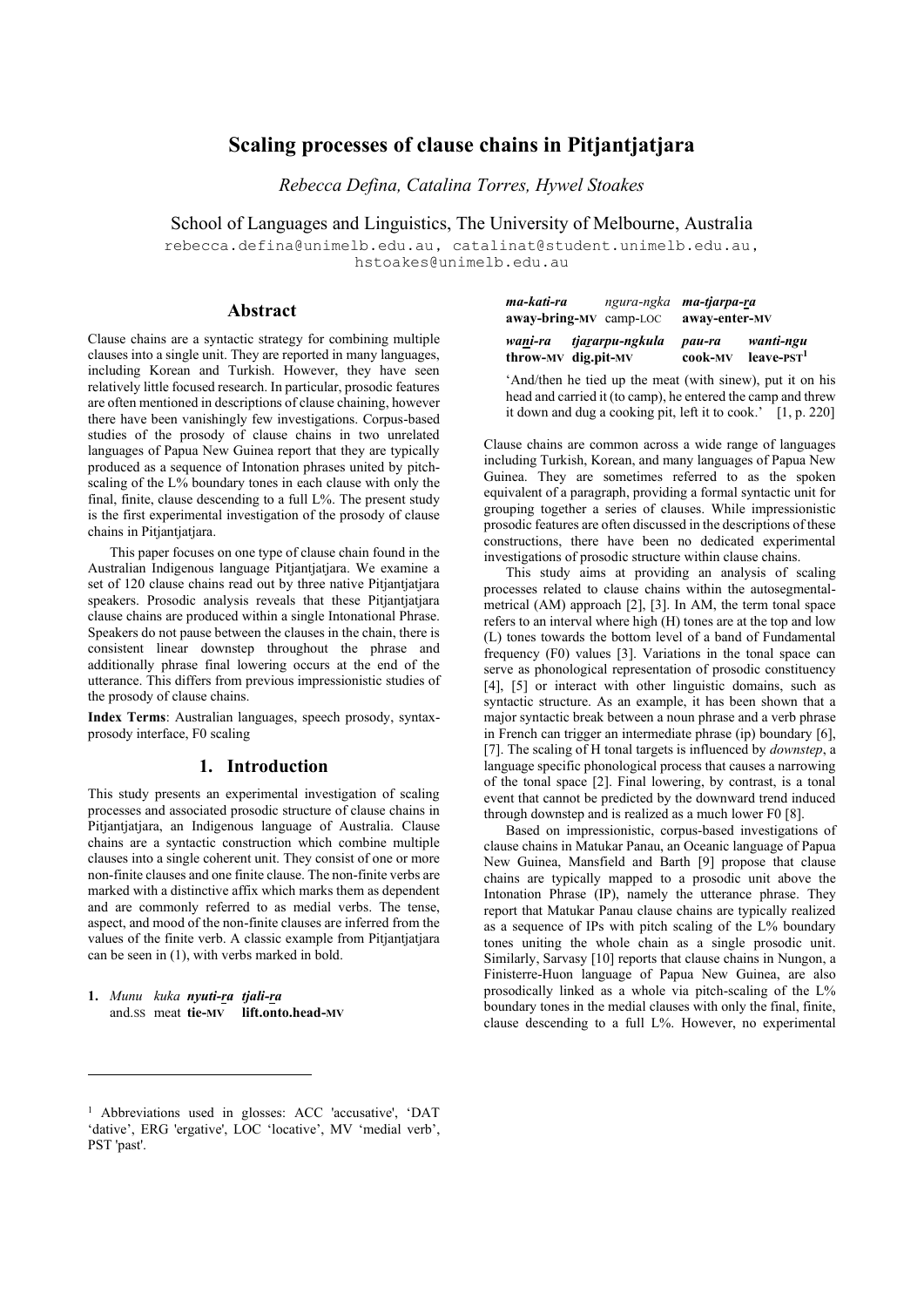# Scaling processes of clause chains in Pitjantjatjara

*Rebecca Defina, Catalina Torres, Hywel Stoakes*

School of Languages and Linguistics, The University of Melbourne, Australia

rebecca.defina@unimelb.edu.au, catalinat@student.unimelb.edu.au, hstoakes@unimelb.edu.au

## Abstract

Clause chains are a syntactic strategy for combining multiple clauses into a single unit. They are reported in many languages, including Korean and Turkish. However, they have seen relatively little focused research. In particular, prosodic features are often mentioned in descriptions of clause chaining, however there have been vanishingly few investigations. Corpus-based studies of the prosody of clause chains in two unrelated languages of Papua New Guinea report that they are typically produced as a sequence of Intonation phrases united by pitch-scaling of the L% boundary tones in each clause with only the final, finite, clause descending to a full L%. The present study is the first experimental investigation of the prosody of clause chains in Pitjantjatjara.

This paper focuses on one type of clause chain found in the Australian Indigenous language Pitjantjatjara. We examine a set of 120 clause chains read out by three native Pitjantjatjara speakers. Prosodic analysis reveals that these Pitjantjatjara clause chains are produced within a single Intonational Phrase. Speakers do not pause between the clauses in the chain, there is consistent linear downstep throughout the phrase and additionally phrase final lowering occurs at the end of the utterance. This differs from previous impressionistic studies of the prosody of clause chains.

**Index Terms**: Australian languages, speech prosody, syntax-prosody interface, F0 scaling

## 1. Introduction

This study presents an experimental investigation of scaling processes and associated prosodic structure of clause chains in Pitjantjatjara, an Indigenous language of Australia. Clause chains are a syntactic construction which combine multiple clauses into a single coherent unit. They consist of one or more non-finite clauses and one finite clause. The non-finite verbs are marked with a distinctive affix which marks them as dependent and are commonly referred to as medial verbs. The tense, aspect, and mood of the non-finite clauses are inferred from the values of the finite verb. A classic example from Pitjantjatjara can be seen in (1), with verbs marked in bold.

1. *Munu* *kuka* ***nyuti-ra*** ***tjali-ra***
   and.SS meat **tie-MV** **lift.onto.head-MV**

   ***ma-kati-ra*** *ngura-ngka* ***ma-tjarpa-ra***
   **away-bring-MV** camp-LOC **away-enter-MV**

   ***wani-ra*** ***tjararpu-ngkula*** ***pau-ra*** ***wanti-ngu***
   **throw-MV** **dig.pit-MV** **cook-MV** **leave-PST**[1]

   'And/then he tied up the meat (with sinew), put it on his head and carried it (to camp), he entered the camp and threw it down and dug a cooking pit, left it to cook.' [1, p. 220]

Clause chains are common across a wide range of languages including Turkish, Korean, and many languages of Papua New Guinea. They are sometimes referred to as the spoken equivalent of a paragraph, providing a formal syntactic unit for grouping together a series of clauses. While impressionistic prosodic features are often discussed in the descriptions of these constructions, there have been no dedicated experimental investigations of prosodic structure within clause chains.

This study aims at providing an analysis of scaling processes related to clause chains within the autosegmental-metrical (AM) approach [2], [3]. In AM, the term tonal space refers to an interval where high (H) tones are at the top and low (L) tones towards the bottom level of a band of Fundamental frequency (F0) values [3]. Variations in the tonal space can serve as phonological representation of prosodic constituency [4], [5] or interact with other linguistic domains, such as syntactic structure. As an example, it has been shown that a major syntactic break between a noun phrase and a verb phrase in French can trigger an intermediate phrase (ip) boundary [6], [7]. The scaling of H tonal targets is influenced by *downstep*, a language specific phonological process that causes a narrowing of the tonal space [2]. Final lowering, by contrast, is a tonal event that cannot be predicted by the downward trend induced through downstep and is realized as a much lower F0 [8].

Based on impressionistic, corpus-based investigations of clause chains in Matukar Panau, an Oceanic language of Papua New Guinea, Mansfield and Barth [9] propose that clause chains are typically mapped to a prosodic unit above the Intonation Phrase (IP), namely the utterance phrase. They report that Matukar Panau clause chains are typically realized as a sequence of IPs with pitch scaling of the L% boundary tones uniting the whole chain as a single prosodic unit. Similarly, Sarvasy [10] reports that clause chains in Nungon, a Finisterre-Huon language of Papua New Guinea, are also prosodically linked as a whole via pitch-scaling of the L% boundary tones in the medial clauses with only the final, finite, clause descending to a full L%. However, no experimental

[1] Abbreviations used in glosses: ACC 'accusative', 'DAT 'dative', ERG 'ergative', LOC 'locative', MV 'medial verb', PST 'past'.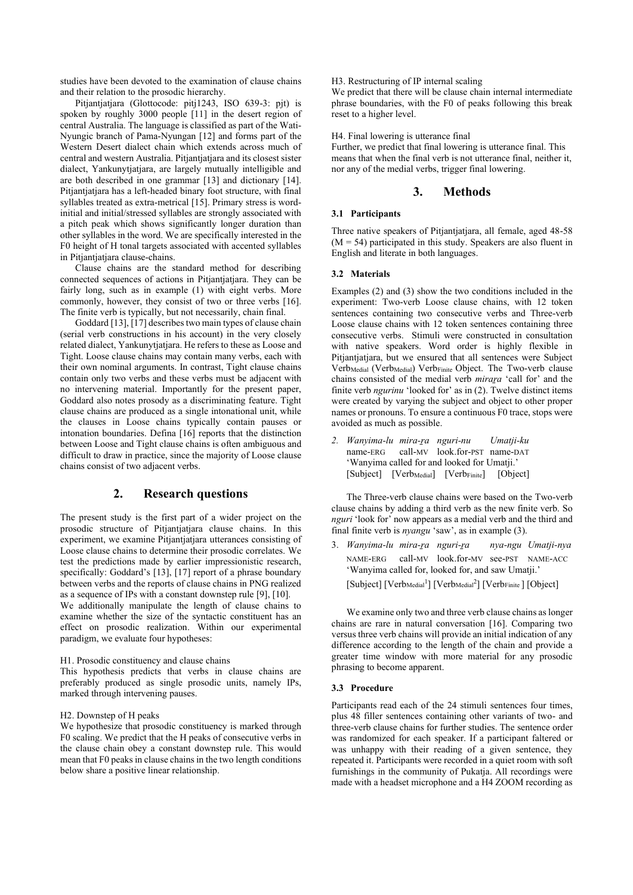studies have been devoted to the examination of clause chains and their relation to the prosodic hierarchy.

Pitjantjatjara (Glottocode: pitj1243, ISO 639-3: pjt) is spoken by roughly 3000 people [11] in the desert region of central Australia. The language is classified as part of the Wati-Nyungic branch of Pama-Nyungan [12] and forms part of the Western Desert dialect chain which extends across much of central and western Australia. Pitjantjatjara and its closest sister dialect, Yankunytjatjara, are largely mutually intelligible and are both described in one grammar [13] and dictionary [14]. Pitjantjatjara has a left-headed binary foot structure, with final syllables treated as extra-metrical [15]. Primary stress is word-initial and initial/stressed syllables are strongly associated with a pitch peak which shows significantly longer duration than other syllables in the word. We are specifically interested in the F0 height of H tonal targets associated with accented syllables in Pitjantjatjara clause-chains.

Clause chains are the standard method for describing connected sequences of actions in Pitjantjatjara. They can be fairly long, such as in example (1) with eight verbs. More commonly, however, they consist of two or three verbs [16]. The finite verb is typically, but not necessarily, chain final.

Goddard [13], [17] describes two main types of clause chain (serial verb constructions in his account) in the very closely related dialect, Yankunytjatjara. He refers to these as Loose and Tight. Loose clause chains may contain many verbs, each with their own nominal arguments. In contrast, Tight clause chains contain only two verbs and these verbs must be adjacent with no intervening material. Importantly for the present paper, Goddard also notes prosody as a discriminating feature. Tight clause chains are produced as a single intonational unit, while the clauses in Loose chains typically contain pauses or intonation boundaries. Defina [16] reports that the distinction between Loose and Tight clause chains is often ambiguous and difficult to draw in practice, since the majority of Loose clause chains consist of two adjacent verbs.

## 2. Research questions

The present study is the first part of a wider project on the prosodic structure of Pitjantjatjara clause chains. In this experiment, we examine Pitjantjatjara utterances consisting of Loose clause chains to determine their prosodic correlates. We test the predictions made by earlier impressionistic research, specifically: Goddard's [13], [17] report of a phrase boundary between verbs and the reports of clause chains in PNG realized as a sequence of IPs with a constant downstep rule [9], [10].

We additionally manipulate the length of clause chains to examine whether the size of the syntactic constituent has an effect on prosodic realization. Within our experimental paradigm, we evaluate four hypotheses:

H1. Prosodic constituency and clause chains
This hypothesis predicts that verbs in clause chains are preferably produced as single prosodic units, namely IPs, marked through intervening pauses.

H2. Downstep of H peaks
We hypothesize that prosodic constituency is marked through F0 scaling. We predict that the H peaks of consecutive verbs in the clause chain obey a constant downstep rule. This would mean that F0 peaks in clause chains in the two length conditions below share a positive linear relationship.

H3. Restructuring of IP internal scaling
We predict that there will be clause chain internal intermediate phrase boundaries, with the F0 of peaks following this break reset to a higher level.

H4. Final lowering is utterance final
Further, we predict that final lowering is utterance final. This means that when the final verb is not utterance final, neither it, nor any of the medial verbs, trigger final lowering.

## 3. Methods

### 3.1 Participants

Three native speakers of Pitjantjatjara, all female, aged 48-58 (M = 54) participated in this study. Speakers are also fluent in English and literate in both languages.

### 3.2 Materials

Examples (2) and (3) show the two conditions included in the experiment: Two-verb Loose clause chains, with 12 token sentences containing two consecutive verbs and Three-verb Loose clause chains with 12 token sentences containing three consecutive verbs. Stimuli were constructed in consultation with native speakers. Word order is highly flexible in Pitjantjatjara, but we ensured that all sentences were Subject $\text{Verb}_{\text{Medial}}$ ($\text{Verb}_{\text{Medial}}$) $\text{Verb}_{\text{Finite}}$ Object. The Two-verb clause chains consisted of the medial verb *mira-ra* 'call for' and the finite verb *ngurinu* 'looked for' as in (2). Twelve distinct items were created by varying the subject and object to other proper names or pronouns. To ensure a continuous F0 trace, stops were avoided as much as possible.

2. *Wanyima-lu mira-ra nguri-nu Umatji-ku*
   name-ERG call-MV look.for-PST name-DAT
   'Wanyima called for and looked for Umatji.'
   [Subject] [$\text{Verb}_{\text{Medial}}$] [$\text{Verb}_{\text{Finite}}$] [Object]

The Three-verb clause chains were based on the Two-verb clause chains by adding a third verb as the new finite verb. So *nguri* 'look for' now appears as a medial verb and the third and final finite verb is *nyangu* 'saw', as in example (3).

3. *Wanyima-lu mira-ra nguri-ra nya-ngu Umatji-nya*
   NAME-ERG call-MV look.for-MV see-PST NAME-ACC
   'Wanyima called for, looked for, and saw Umatji.'
   [Subject] [$\text{Verb}_{\text{Medial}}^{1}$] [$\text{Verb}_{\text{Medial}}^{2}$] [$\text{Verb}_{\text{Finite}}$] [Object]

We examine only two and three verb clause chains as longer chains are rare in natural conversation [16]. Comparing two versus three verb chains will provide an initial indication of any difference according to the length of the chain and provide a greater time window with more material for any prosodic phrasing to become apparent.

### 3.3 Procedure

Participants read each of the 24 stimuli sentences four times, plus 48 filler sentences containing other variants of two- and three-verb clause chains for further studies. The sentence order was randomized for each speaker. If a participant faltered or was unhappy with their reading of a given sentence, they repeated it. Participants were recorded in a quiet room with soft furnishings in the community of Pukatja. All recordings were made with a headset microphone and a H4 ZOOM recording as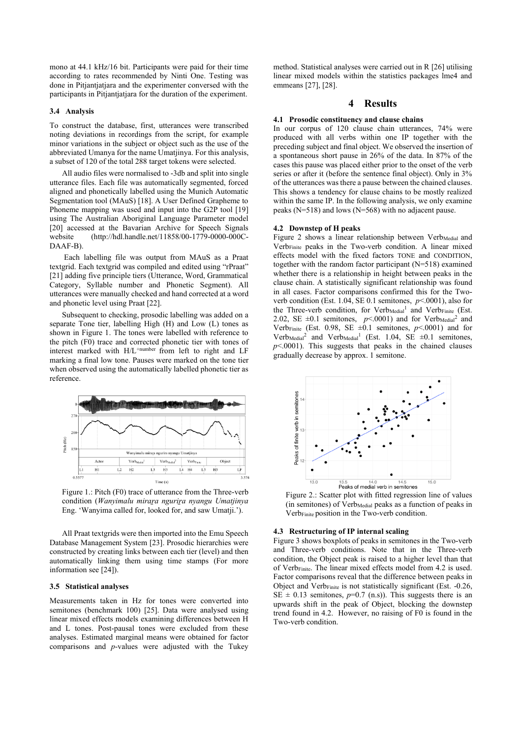mono at 44.1 kHz/16 bit. Participants were paid for their time according to rates recommended by Ninti One. Testing was done in Pitjantjatjara and the experimenter conversed with the participants in Pitjantjatjara for the duration of the experiment.

### 3.4 Analysis

To construct the database, first, utterances were transcribed noting deviations in recordings from the script, for example minor variations in the subject or object such as the use of the abbreviated Umanya for the name Umatjinya. For this analysis, a subset of 120 of the total 288 target tokens were selected.

All audio files were normalised to -3db and split into single utterance files. Each file was automatically segmented, forced aligned and phonetically labelled using the Munich Automatic Segmentation tool (MAuS) [18]. A User Defined Grapheme to Phoneme mapping was used and input into the G2P tool [19] using The Australian Aboriginal Language Parameter model [20] accessed at the Bavarian Archive for Speech Signals website (http://hdl.handle.net/11858/00-1779-0000-000C-DAAF-B).

Each labelling file was output from MAuS as a Praat textgrid. Each textgrid was compiled and edited using "rPraat" [21] adding five principle tiers (Utterance, Word, Grammatical Category, Syllable number and Phonetic Segment). All utterances were manually checked and hand corrected at a word and phonetic level using Praat [22].

Subsequent to checking, prosodic labelling was added on a separate Tone tier, labelling High (H) and Low (L) tones as shown in Figure 1. The tones were labelled with reference to the pitch (F0) trace and corrected phonetic tier with tones of interest marked with H/L$^{+number}$ from left to right and LF marking a final low tone. Pauses were marked on the tone tier when observed using the automatically labelled phonetic tier as reference.

Figure 1.: Pitch (F0) trace of utterance from the Three-verb condition (*Wanyimalu mirara ngurira nyangu Umatjinya* Eng. 'Wanyima called for, looked for, and saw Umatji.').

All Praat textgrids were then imported into the Emu Speech Database Management System [23]. Prosodic hierarchies were constructed by creating links between each tier (level) and then automatically linking them using time stamps (For more information see [24]).

### 3.5 Statistical analyses

Measurements taken in Hz for tones were converted into semitones (benchmark 100) [25]. Data were analysed using linear mixed effects models examining differences between H and L tones. Post-pausal tones were excluded from these analyses. Estimated marginal means were obtained for factor comparisons and *p*-values were adjusted with the Tukey method. Statistical analyses were carried out in R [26] utilising linear mixed models within the statistics packages lme4 and emmeans [27], [28].

## 4 Results

### 4.1 Prosodic constituency and clause chains

In our corpus of 120 clause chain utterances, 74% were produced with all verbs within one IP together with the preceding subject and final object. We observed the insertion of a spontaneous short pause in 26% of the data. In 87% of the cases this pause was placed either prior to the onset of the verb series or after it (before the sentence final object). Only in 3% of the utterances was there a pause between the chained clauses. This shows a tendency for clause chains to be mostly realized within the same IP. In the following analysis, we only examine peaks (N=518) and lows (N=568) with no adjacent pause.

### 4.2 Downstep of H peaks

Figure 2 shows a linear relationship between $\text{Verb}_{\text{Medial}}$ and $\text{Verb}_{\text{Finite}}$ peaks in the Two-verb condition. A linear mixed effects model with the fixed factors TONE and CONDITION, together with the random factor participant (N=518) examined whether there is a relationship in height between peaks in the clause chain. A statistically significant relationship was found in all cases. Factor comparisons confirmed this for the Two-verb condition (Est. 1.04, SE 0.1 semitones, $p$<.0001), also for the Three-verb condition, for $\text{Verb}_{\text{Medial}}^{1}$ and $\text{Verb}_{\text{Finite}}$ (Est. 2.02, SE ±0.1 semitones, $p$<.0001) and for $\text{Verb}_{\text{Medial}}^{2}$ and $\text{Verb}_{\text{Finite}}$ (Est. 0.98, SE ±0.1 semitones, $p$<.0001) and for $\text{Verb}_{\text{Medial}}^{2}$ and $\text{Verb}_{\text{Medial}}^{1}$ (Est. 1.04, SE ±0.1 semitones, $p$<.0001). This suggests that peaks in the chained clauses gradually decrease by approx. 1 semitone.

Figure 2.: Scatter plot with fitted regression line of values (in semitones) of $\text{Verb}_{\text{Medial}}$ peaks as a function of peaks in $\text{Verb}_{\text{Finite}}$ position in the Two-verb condition.

### 4.3 Restructuring of IP internal scaling

Figure 3 shows boxplots of peaks in semitones in the Two-verb and Three-verb conditions. Note that in the Three-verb condition, the Object peak is raised to a higher level than that of $\text{Verb}_{\text{Finite}}$. The linear mixed effects model from 4.2 is used. Factor comparisons reveal that the difference between peaks in Object and $\text{Verb}_{\text{Finite}}$ is not statistically significant (Est. -0.26, SE ± 0.13 semitones, $p$=0.7 (n.s)). This suggests there is an upwards shift in the peak of Object, blocking the downstep trend found in 4.2. However, no raising of F0 is found in the Two-verb condition.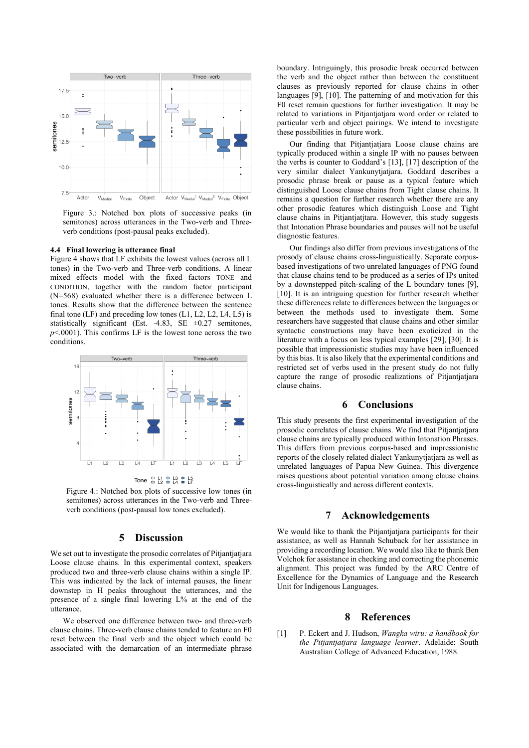Figure 3.: Notched box plots of successive peaks (in semitones) across utterances in the Two-verb and Three-verb conditions (post-pausal peaks excluded).

### 4.4 Final lowering is utterance final

Figure 4 shows that LF exhibits the lowest values (across all L tones) in the Two-verb and Three-verb conditions. A linear mixed effects model with the fixed factors TONE and CONDITION, together with the random factor participant (N=568) evaluated whether there is a difference between L tones. Results show that the difference between the sentence final tone (LF) and preceding low tones (L1, L2, L2, L4, L5) is statistically significant (Est. -4.83, SE ±0.27 semitones, $p$<.0001). This confirms LF is the lowest tone across the two conditions.

Figure 4.: Notched box plots of successive low tones (in semitones) across utterances in the Two-verb and Three-verb conditions (post-pausal low tones excluded).

## 5 Discussion

We set out to investigate the prosodic correlates of Pitjantjatjara Loose clause chains. In this experimental context, speakers produced two and three-verb clause chains within a single IP. This was indicated by the lack of internal pauses, the linear downstep in H peaks throughout the utterances, and the presence of a single final lowering L% at the end of the utterance.

We observed one difference between two- and three-verb clause chains. Three-verb clause chains tended to feature an F0 reset between the final verb and the object which could be associated with the demarcation of an intermediate phrase boundary. Intriguingly, this prosodic break occurred between the verb and the object rather than between the constituent clauses as previously reported for clause chains in other languages [9], [10]. The patterning of and motivation for this F0 reset remain questions for further investigation. It may be related to variations in Pitjantjatjara word order or related to particular verb and object pairings. We intend to investigate these possibilities in future work.

Our finding that Pitjantjatjara Loose clause chains are typically produced within a single IP with no pauses between the verbs is counter to Goddard's [13], [17] description of the very similar dialect Yankunytjatjara. Goddard describes a prosodic phrase break or pause as a typical feature which distinguished Loose clause chains from Tight clause chains. It remains a question for further research whether there are any other prosodic features which distinguish Loose and Tight clause chains in Pitjantjatjara. However, this study suggests that Intonation Phrase boundaries and pauses will not be useful diagnostic features.

Our findings also differ from previous investigations of the prosody of clause chains cross-linguistically. Separate corpus-based investigations of two unrelated languages of PNG found that clause chains tend to be produced as a series of IPs united by a downstepped pitch-scaling of the L boundary tones [9], [10]. It is an intriguing question for further research whether these differences relate to differences between the languages or between the methods used to investigate them. Some researchers have suggested that clause chains and other similar syntactic constructions may have been exoticized in the literature with a focus on less typical examples [29], [30]. It is possible that impressionistic studies may have been influenced by this bias. It is also likely that the experimental conditions and restricted set of verbs used in the present study do not fully capture the range of prosodic realizations of Pitjantjatjara clause chains.

## 6 Conclusions

This study presents the first experimental investigation of the prosodic correlates of clause chains. We find that Pitjantjatjara clause chains are typically produced within Intonation Phrases. This differs from previous corpus-based and impressionistic reports of the closely related dialect Yankunytjatjara as well as unrelated languages of Papua New Guinea. This divergence raises questions about potential variation among clause chains cross-linguistically and across different contexts.

## 7 Acknowledgements

We would like to thank the Pitjantjatjara participants for their assistance, as well as Hannah Schuback for her assistance in providing a recording location. We would also like to thank Ben Volchok for assistance in checking and correcting the phonemic alignment. This project was funded by the ARC Centre of Excellence for the Dynamics of Language and the Research Unit for Indigenous Languages.

## 8 References

[1] P. Eckert and J. Hudson, *Wangka wiru: a handbook for the Pitjantjatjara language learner*. Adelaide: South Australian College of Advanced Education, 1988.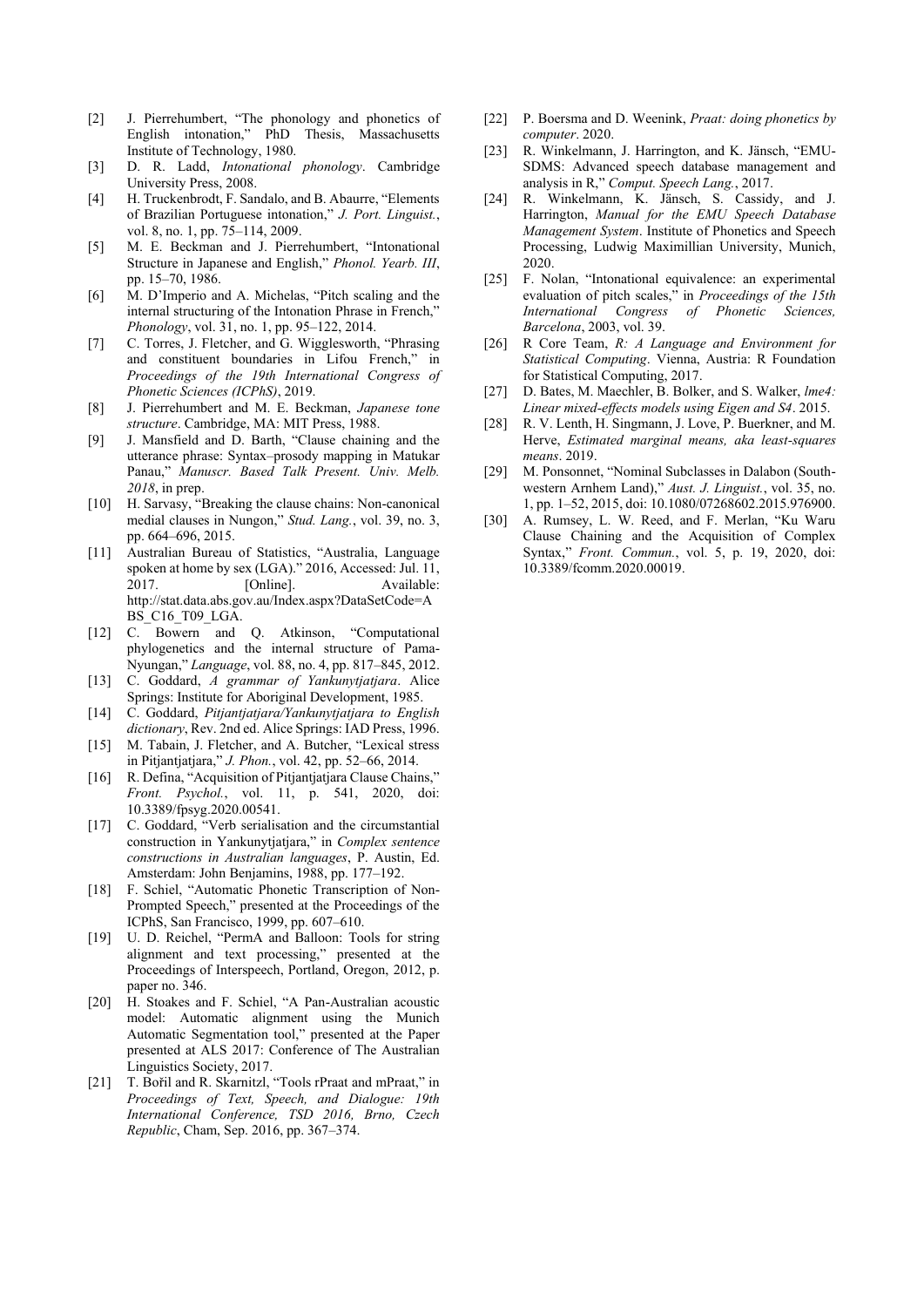[2] J. Pierrehumbert, "The phonology and phonetics of English intonation," PhD Thesis, Massachusetts Institute of Technology, 1980.

[3] D. R. Ladd, *Intonational phonology*. Cambridge University Press, 2008.

[4] H. Truckenbrodt, F. Sandalo, and B. Abaurre, "Elements of Brazilian Portuguese intonation," *J. Port. Linguist.*, vol. 8, no. 1, pp. 75–114, 2009.

[5] M. E. Beckman and J. Pierrehumbert, "Intonational Structure in Japanese and English," *Phonol. Yearb. III*, pp. 15–70, 1986.

[6] M. D'Imperio and A. Michelas, "Pitch scaling and the internal structuring of the Intonation Phrase in French," *Phonology*, vol. 31, no. 1, pp. 95–122, 2014.

[7] C. Torres, J. Fletcher, and G. Wigglesworth, "Phrasing and constituent boundaries in Lifou French," in *Proceedings of the 19th International Congress of Phonetic Sciences (ICPhS)*, 2019.

[8] J. Pierrehumbert and M. E. Beckman, *Japanese tone structure*. Cambridge, MA: MIT Press, 1988.

[9] J. Mansfield and D. Barth, "Clause chaining and the utterance phrase: Syntax–prosody mapping in Matukar Panau," *Manuscr. Based Talk Present. Univ. Melb. 2018*, in prep.

[10] H. Sarvasy, "Breaking the clause chains: Non-canonical medial clauses in Nungon," *Stud. Lang.*, vol. 39, no. 3, pp. 664–696, 2015.

[11] Australian Bureau of Statistics, "Australia, Language spoken at home by sex (LGA)." 2016, Accessed: Jul. 11, 2017. [Online]. Available: http://stat.data.abs.gov.au/Index.aspx?DataSetCode=ABS_C16_T09_LGA.

[12] C. Bowern and Q. Atkinson, "Computational phylogenetics and the internal structure of Pama-Nyungan," *Language*, vol. 88, no. 4, pp. 817–845, 2012.

[13] C. Goddard, *A grammar of Yankunytjatjara*. Alice Springs: Institute for Aboriginal Development, 1985.

[14] C. Goddard, *Pitjantjatjara/Yankunytjatjara to English dictionary*, Rev. 2nd ed. Alice Springs: IAD Press, 1996.

[15] M. Tabain, J. Fletcher, and A. Butcher, "Lexical stress in Pitjantjatjara," *J. Phon.*, vol. 42, pp. 52–66, 2014.

[16] R. Defina, "Acquisition of Pitjantjatjara Clause Chains," *Front. Psychol.*, vol. 11, p. 541, 2020, doi: 10.3389/fpsyg.2020.00541.

[17] C. Goddard, "Verb serialisation and the circumstantial construction in Yankunytjatjara," in *Complex sentence constructions in Australian languages*, P. Austin, Ed. Amsterdam: John Benjamins, 1988, pp. 177–192.

[18] F. Schiel, "Automatic Phonetic Transcription of Non-Prompted Speech," presented at the Proceedings of the ICPhS, San Francisco, 1999, pp. 607–610.

[19] U. D. Reichel, "PermA and Balloon: Tools for string alignment and text processing," presented at the Proceedings of Interspeech, Portland, Oregon, 2012, p. paper no. 346.

[20] H. Stoakes and F. Schiel, "A Pan-Australian acoustic model: Automatic alignment using the Munich Automatic Segmentation tool," presented at the Paper presented at ALS 2017: Conference of The Australian Linguistics Society, 2017.

[21] T. Bořil and R. Skarnitzl, "Tools rPraat and mPraat," in *Proceedings of Text, Speech, and Dialogue: 19th International Conference, TSD 2016, Brno, Czech Republic*, Cham, Sep. 2016, pp. 367–374.

[22] P. Boersma and D. Weenink, *Praat: doing phonetics by computer*. 2020.

[23] R. Winkelmann, J. Harrington, and K. Jänsch, "EMU-SDMS: Advanced speech database management and analysis in R," *Comput. Speech Lang.*, 2017.

[24] R. Winkelmann, K. Jänsch, S. Cassidy, and J. Harrington, *Manual for the EMU Speech Database Management System*. Institute of Phonetics and Speech Processing, Ludwig Maximillian University, Munich, 2020.

[25] F. Nolan, "Intonational equivalence: an experimental evaluation of pitch scales," in *Proceedings of the 15th International Congress of Phonetic Sciences, Barcelona*, 2003, vol. 39.

[26] R Core Team, *R: A Language and Environment for Statistical Computing*. Vienna, Austria: R Foundation for Statistical Computing, 2017.

[27] D. Bates, M. Maechler, B. Bolker, and S. Walker, *lme4: Linear mixed-effects models using Eigen and S4*. 2015.

[28] R. V. Lenth, H. Singmann, J. Love, P. Buerkner, and M. Herve, *Estimated marginal means, aka least-squares means*. 2019.

[29] M. Ponsonnet, "Nominal Subclasses in Dalabon (South-western Arnhem Land)," *Aust. J. Linguist.*, vol. 35, no. 1, pp. 1–52, 2015, doi: 10.1080/07268602.2015.976900.

[30] A. Rumsey, L. W. Reed, and F. Merlan, "Ku Waru Clause Chaining and the Acquisition of Complex Syntax," *Front. Commun.*, vol. 5, p. 19, 2020, doi: 10.3389/fcomm.2020.00019.